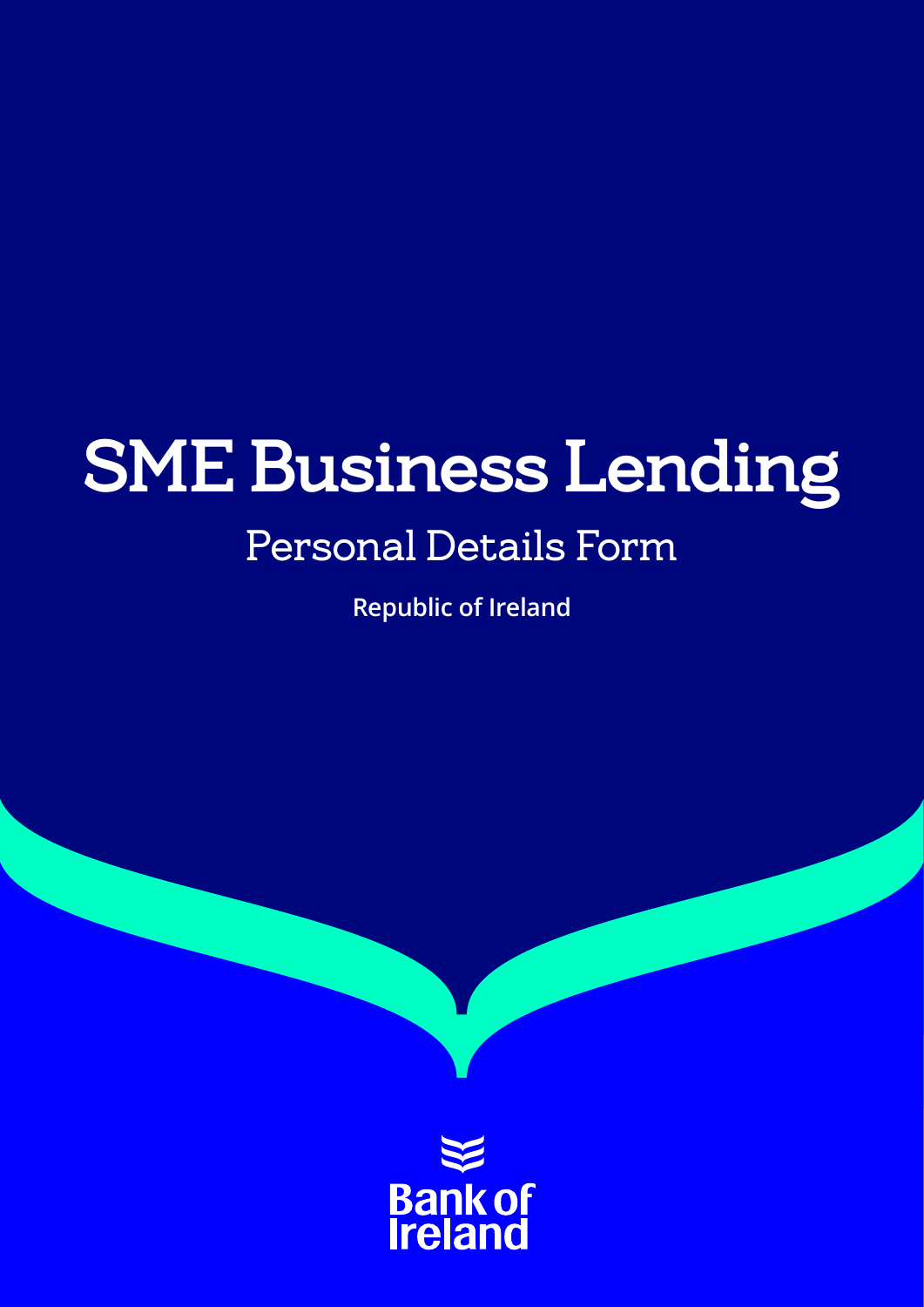# SME Business Lending

## Personal Details Form

**Republic of Ireland**

Bank of Ireland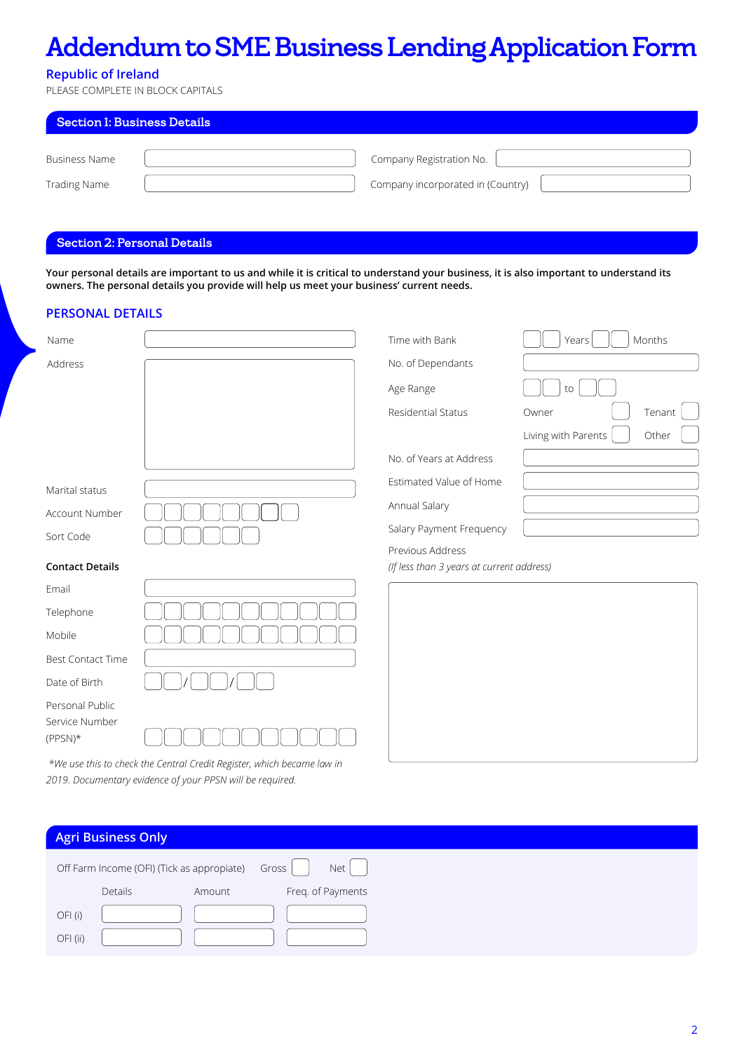# Addendum to SME Business Lending Application Form

**Republic of Ireland**

PLEASE COMPLETE IN BLOCK CAPITALS

## Section 1: Business Details

Business Name

Company Registration No.

Trading Name

Company incorporated in (Country)

## Section 2: Personal Details

**Your personal details are important to us and while it is critical to understand your business, it is also important to understand its owners. The personal details you provide will help us meet your business' current needs.**

### PERSONAL DETAILS

Name

Address

Marital status

Account Number

Sort Code

**Contact Details**

Email

Telephone

Mobile

Best Contact Time

Date of Birth / /

Personal Public Service Number (PPSN)*

*We use this to check the Central Credit Register, which became law in 2019. Documentary evidence of your PPSN will be required.*

Time with Bank Years Months

No. of Dependants

Age Range to

Residential Status Owner Tenant Living with Parents Other

No. of Years at Address

Estimated Value of Home

Annual Salary

Salary Payment Frequency

Previous Address
*(If less than 3 years at current address)*

## Agri Business Only

Off Farm Income (OFI) (Tick as appropiate) Gross Net

| | Details | Amount | Freq. of Payments |
|---|---|---|---|
| OFI (i) | | | |
| OFI (ii) | | | |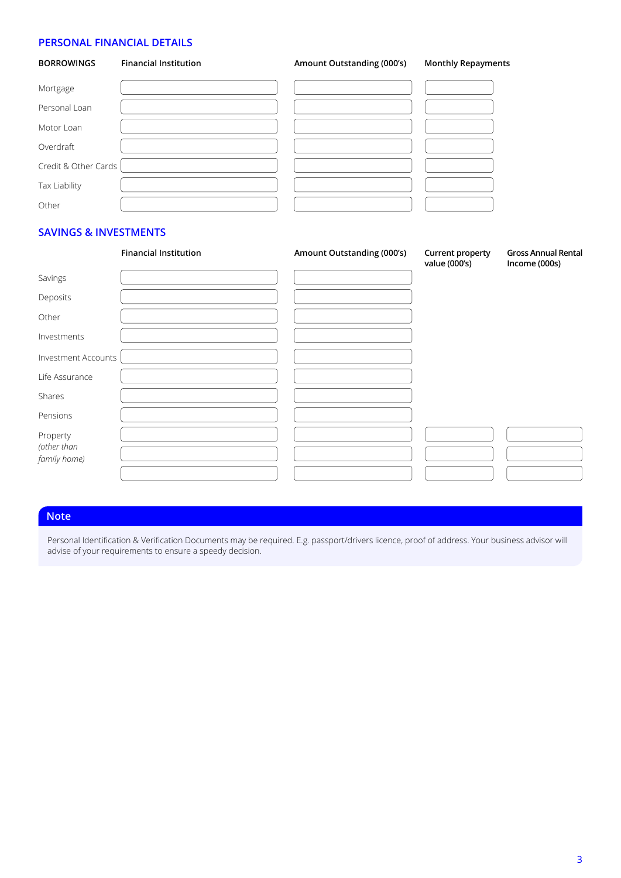## PERSONAL FINANCIAL DETAILS

| BORROWINGS | Financial Institution | Amount Outstanding (000's) | Monthly Repayments |
|---|---|---|---|
| Mortgage | | | |
| Personal Loan | | | |
| Motor Loan | | | |
| Overdraft | | | |
| Credit & Other Cards | | | |
| Tax Liability | | | |
| Other | | | |

## SAVINGS & INVESTMENTS

| | Financial Institution | Amount Outstanding (000's) | Current property value (000's) | Gross Annual Rental Income (000s) |
|---|---|---|---|---|
| Savings | | | | |
| Deposits | | | | |
| Other | | | | |
| Investments | | | | |
| Investment Accounts | | | | |
| Life Assurance | | | | |
| Shares | | | | |
| Pensions | | | | |
| Property *(other than family home)* | | | | |
| | | | | |
| | | | | |

### Note

Personal Identification & Verification Documents may be required. E.g. passport/drivers licence, proof of address. Your business advisor will advise of your requirements to ensure a speedy decision.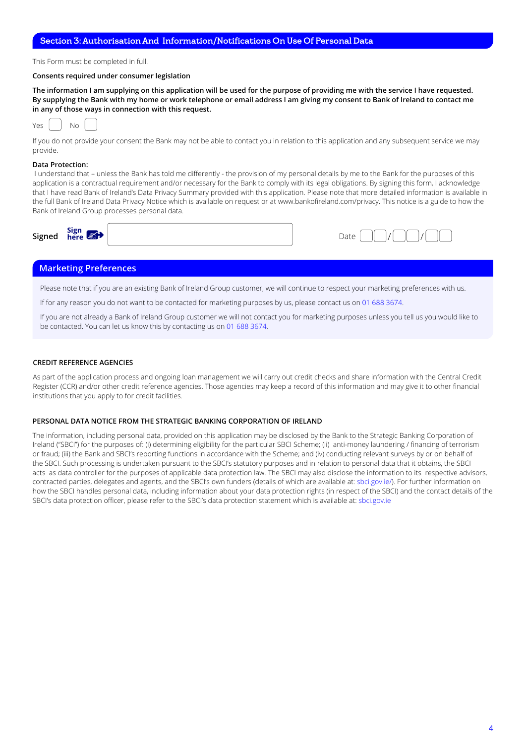## Section 3: Authorisation And Information/Notifications On Use Of Personal Data

This Form must be completed in full.

**Consents required under consumer legislation**

**The information I am supplying on this application will be used for the purpose of providing me with the service I have requested. By supplying the Bank with my home or work telephone or email address I am giving my consent to Bank of Ireland to contact me in any of those ways in connection with this request.**

Yes ☐ No ☐

If you do not provide your consent the Bank may not be able to contact you in relation to this application and any subsequent service we may provide.

**Data Protection:**

I understand that – unless the Bank has told me differently - the provision of my personal details by me to the Bank for the purposes of this application is a contractual requirement and/or necessary for the Bank to comply with its legal obligations. By signing this form, I acknowledge that I have read Bank of Ireland's Data Privacy Summary provided with this application. Please note that more detailed information is available in the full Bank of Ireland Data Privacy Notice which is available on request or at www.bankofireland.com/privacy. This notice is a guide to how the Bank of Ireland Group processes personal data.

**Signed** **Sign here** ________________________ Date __ __ / __ __ / __ __

## Marketing Preferences

Please note that if you are an existing Bank of Ireland Group customer, we will continue to respect your marketing preferences with us.

If for any reason you do not want to be contacted for marketing purposes by us, please contact us on 01 688 3674.

If you are not already a Bank of Ireland Group customer we will not contact you for marketing purposes unless you tell us you would like to be contacted. You can let us know this by contacting us on 01 688 3674.

### CREDIT REFERENCE AGENCIES

As part of the application process and ongoing loan management we will carry out credit checks and share information with the Central Credit Register (CCR) and/or other credit reference agencies. Those agencies may keep a record of this information and may give it to other financial institutions that you apply to for credit facilities.

### PERSONAL DATA NOTICE FROM THE STRATEGIC BANKING CORPORATION OF IRELAND

The information, including personal data, provided on this application may be disclosed by the Bank to the Strategic Banking Corporation of Ireland ("SBCI") for the purposes of: (i) determining eligibility for the particular SBCI Scheme; (ii) anti-money laundering / financing of terrorism or fraud; (iii) the Bank and SBCI's reporting functions in accordance with the Scheme; and (iv) conducting relevant surveys by or on behalf of the SBCI. Such processing is undertaken pursuant to the SBCI's statutory purposes and in relation to personal data that it obtains, the SBCI acts as data controller for the purposes of applicable data protection law. The SBCI may also disclose the information to its respective advisors, contracted parties, delegates and agents, and the SBCI's own funders (details of which are available at: sbci.gov.ie/). For further information on how the SBCI handles personal data, including information about your data protection rights (in respect of the SBCI) and the contact details of the SBCI's data protection officer, please refer to the SBCI's data protection statement which is available at: sbci.gov.ie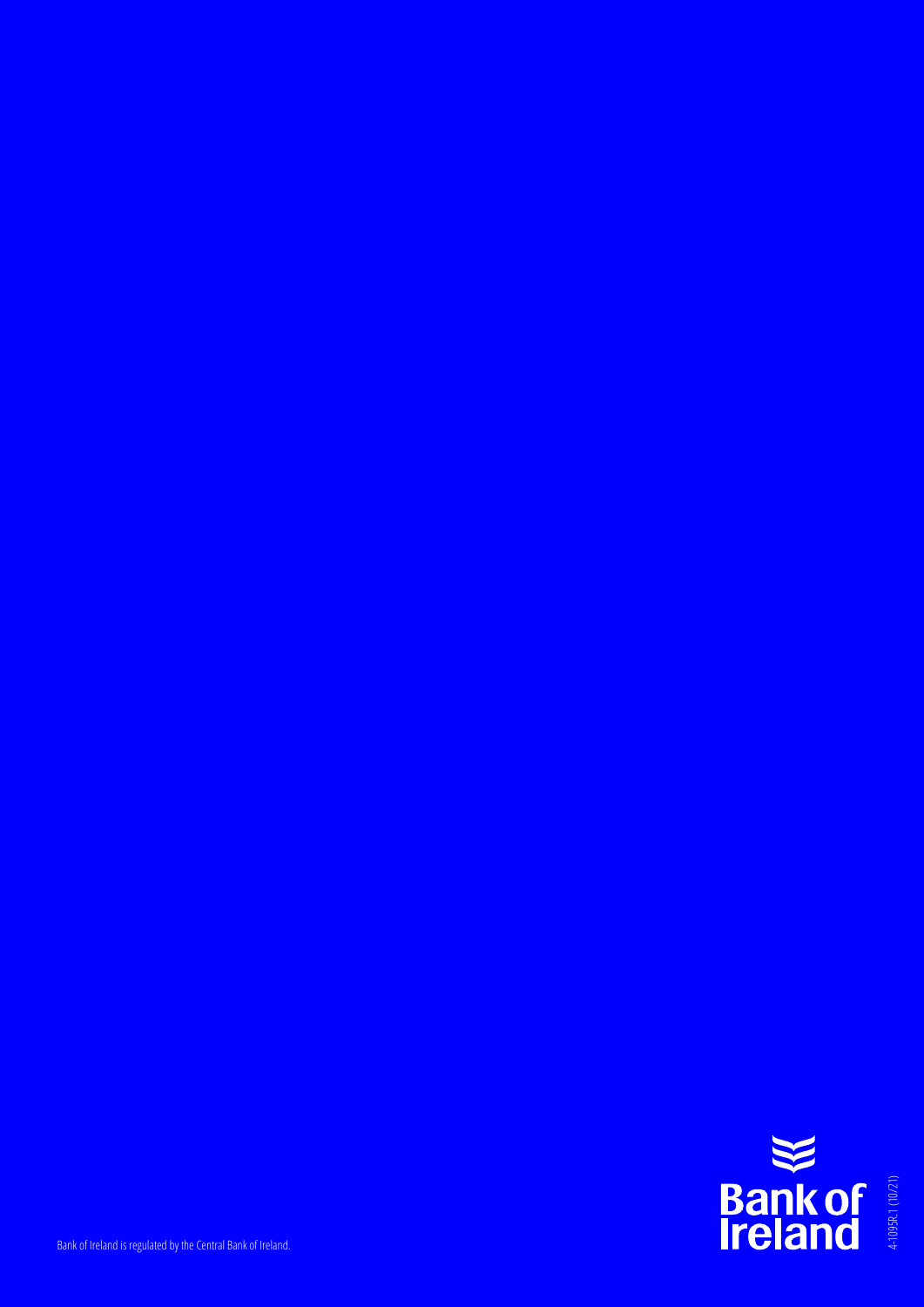Bank of Ireland is regulated by the Central Bank of Ireland.

Bank of Ireland

4-1095R.1 (10/21)